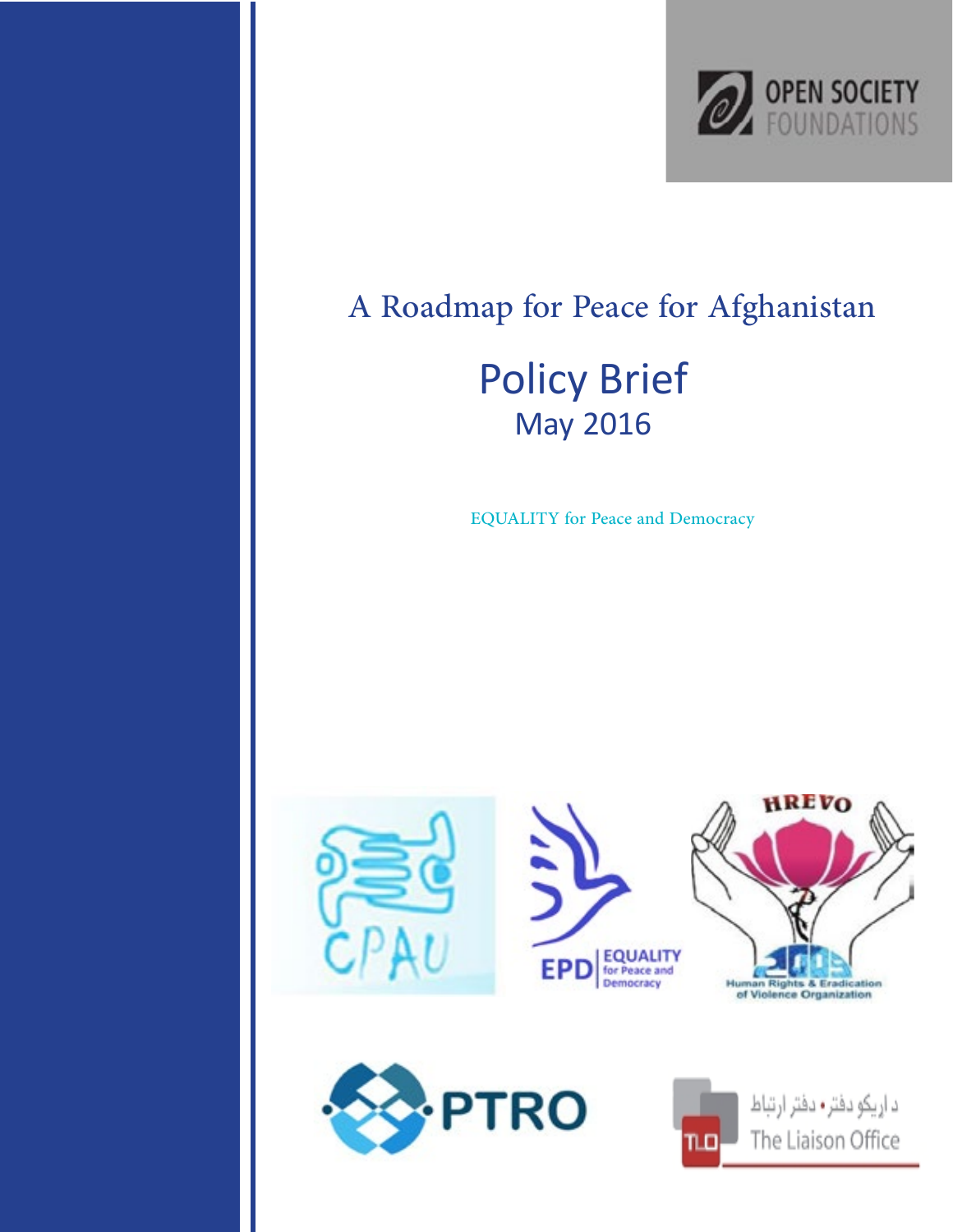OPEN SOCIETY FOUNDATIONS

# A Roadmap for Peace for Afghanistan

## Policy Brief

May 2016

EQUALITY for Peace and Democracy

CPAU

EPD EQUALITY for Peace and Democracy

HREVO Human Rights & Eradication of Violence Organization

PTRO

د اړیکو دفتر • دفتر ارتباط

TLO The Liaison Office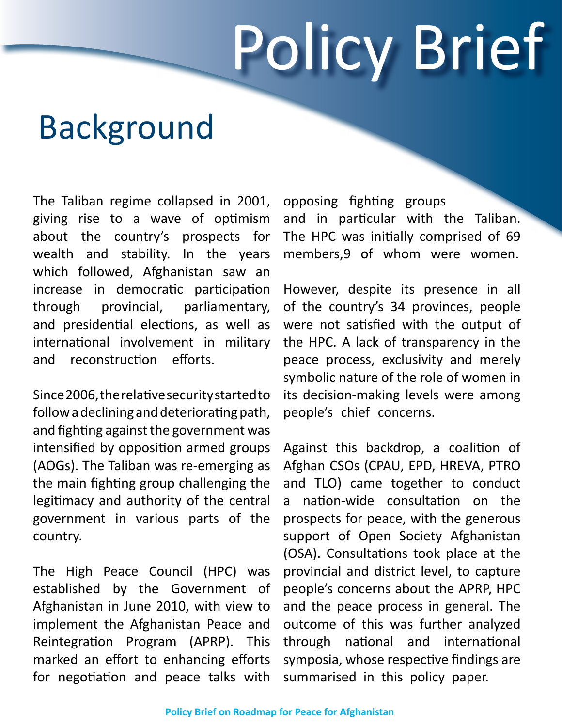# Policy Brief

## Background

The Taliban regime collapsed in 2001, giving rise to a wave of optimism about the country's prospects for wealth and stability. In the years which followed, Afghanistan saw an increase in democratic participation through provincial, parliamentary, and presidential elections, as well as international involvement in military and reconstruction efforts.

Since 2006, the relative security started to follow a declining and deteriorating path, and fighting against the government was intensified by opposition armed groups (AOGs). The Taliban was re-emerging as the main fighting group challenging the legitimacy and authority of the central government in various parts of the country.

The High Peace Council (HPC) was established by the Government of Afghanistan in June 2010, with view to implement the Afghanistan Peace and Reintegration Program (APRP). This marked an effort to enhancing efforts for negotiation and peace talks with opposing fighting groups and in particular with the Taliban. The HPC was initially comprised of 69 members,9 of whom were women.

However, despite its presence in all of the country's 34 provinces, people were not satisfied with the output of the HPC. A lack of transparency in the peace process, exclusivity and merely symbolic nature of the role of women in its decision-making levels were among people's chief concerns.

Against this backdrop, a coalition of Afghan CSOs (CPAU, EPD, HREVA, PTRO and TLO) came together to conduct a nation-wide consultation on the prospects for peace, with the generous support of Open Society Afghanistan (OSA). Consultations took place at the provincial and district level, to capture people's concerns about the APRP, HPC and the peace process in general. The outcome of this was further analyzed through national and international symposia, whose respective findings are summarised in this policy paper.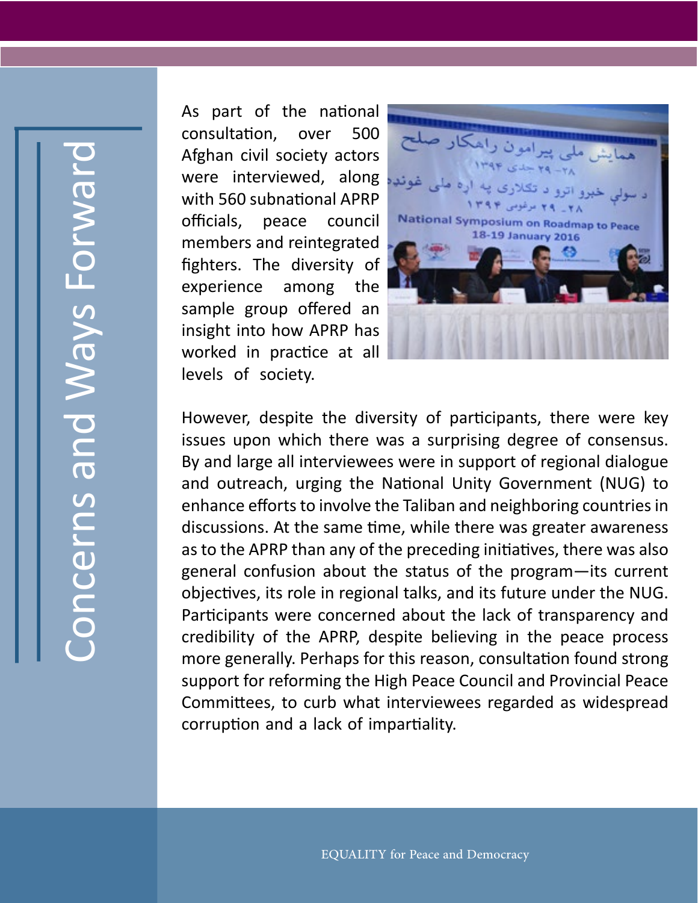# Concerns and Ways Forward

As part of the national consultation, over 500 Afghan civil society actors were interviewed, along with 560 subnational APRP officials, peace council members and reintegrated fighters. The diversity of experience among the sample group offered an insight into how APRP has worked in practice at all levels of society.

However, despite the diversity of participants, there were key issues upon which there was a surprising degree of consensus. By and large all interviewees were in support of regional dialogue and outreach, urging the National Unity Government (NUG) to enhance efforts to involve the Taliban and neighboring countries in discussions. At the same time, while there was greater awareness as to the APRP than any of the preceding initiatives, there was also general confusion about the status of the program—its current objectives, its role in regional talks, and its future under the NUG. Participants were concerned about the lack of transparency and credibility of the APRP, despite believing in the peace process more generally. Perhaps for this reason, consultation found strong support for reforming the High Peace Council and Provincial Peace Committees, to curb what interviewees regarded as widespread corruption and a lack of impartiality.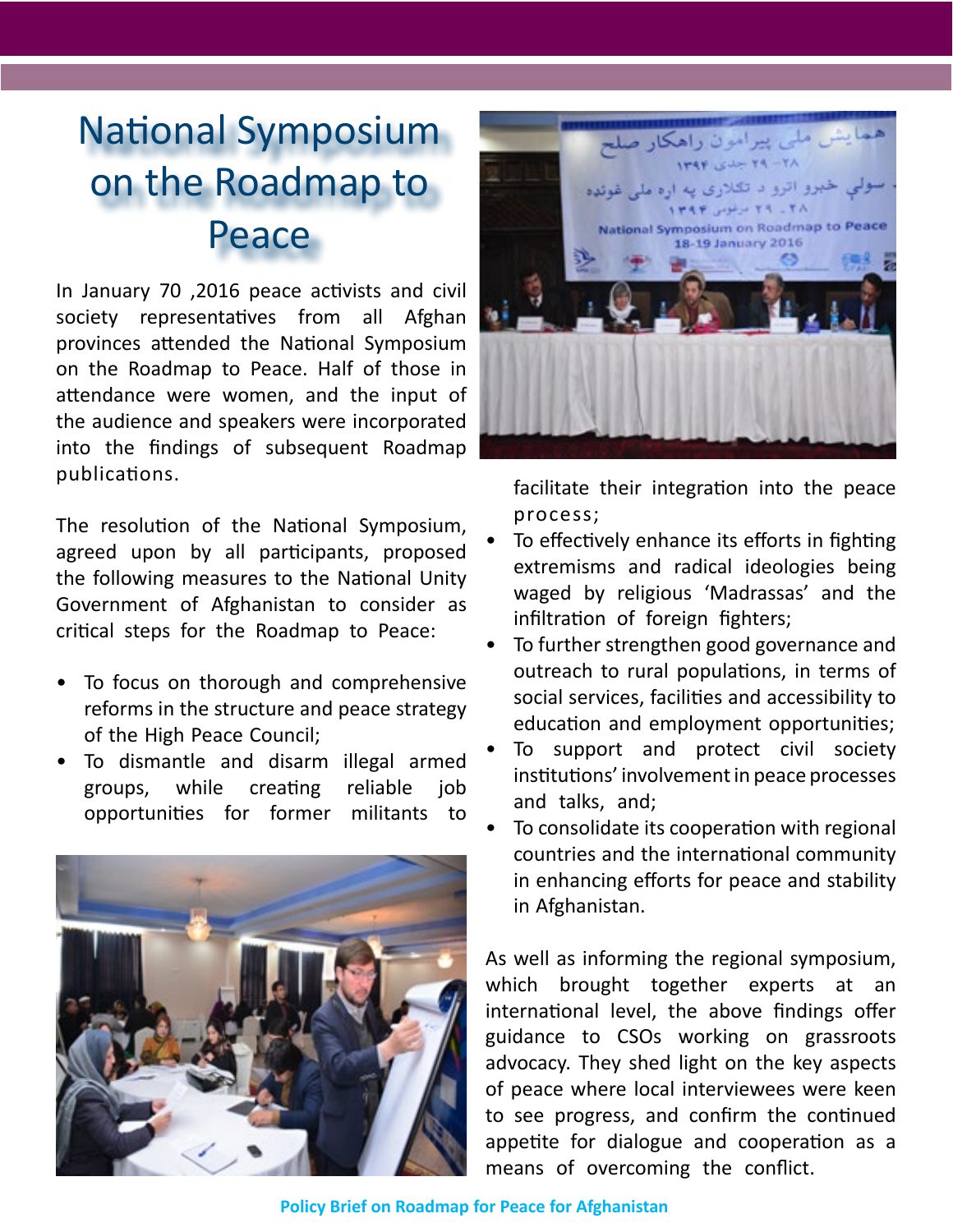# National Symposium on the Roadmap to Peace

In January 70 ,2016 peace activists and civil society representatives from all Afghan provinces attended the National Symposium on the Roadmap to Peace. Half of those in attendance were women, and the input of the audience and speakers were incorporated into the findings of subsequent Roadmap publications.

The resolution of the National Symposium, agreed upon by all participants, proposed the following measures to the National Unity Government of Afghanistan to consider as critical steps for the Roadmap to Peace:

- To focus on thorough and comprehensive reforms in the structure and peace strategy of the High Peace Council;
- To dismantle and disarm illegal armed groups, while creating reliable job opportunities for former militants to facilitate their integration into the peace process;
- To effectively enhance its efforts in fighting extremisms and radical ideologies being waged by religious 'Madrassas' and the infiltration of foreign fighters;
- To further strengthen good governance and outreach to rural populations, in terms of social services, facilities and accessibility to education and employment opportunities;
- To support and protect civil society institutions' involvement in peace processes and talks, and;
- To consolidate its cooperation with regional countries and the international community in enhancing efforts for peace and stability in Afghanistan.

As well as informing the regional symposium, which brought together experts at an international level, the above findings offer guidance to CSOs working on grassroots advocacy. They shed light on the key aspects of peace where local interviewees were keen to see progress, and confirm the continued appetite for dialogue and cooperation as a means of overcoming the conflict.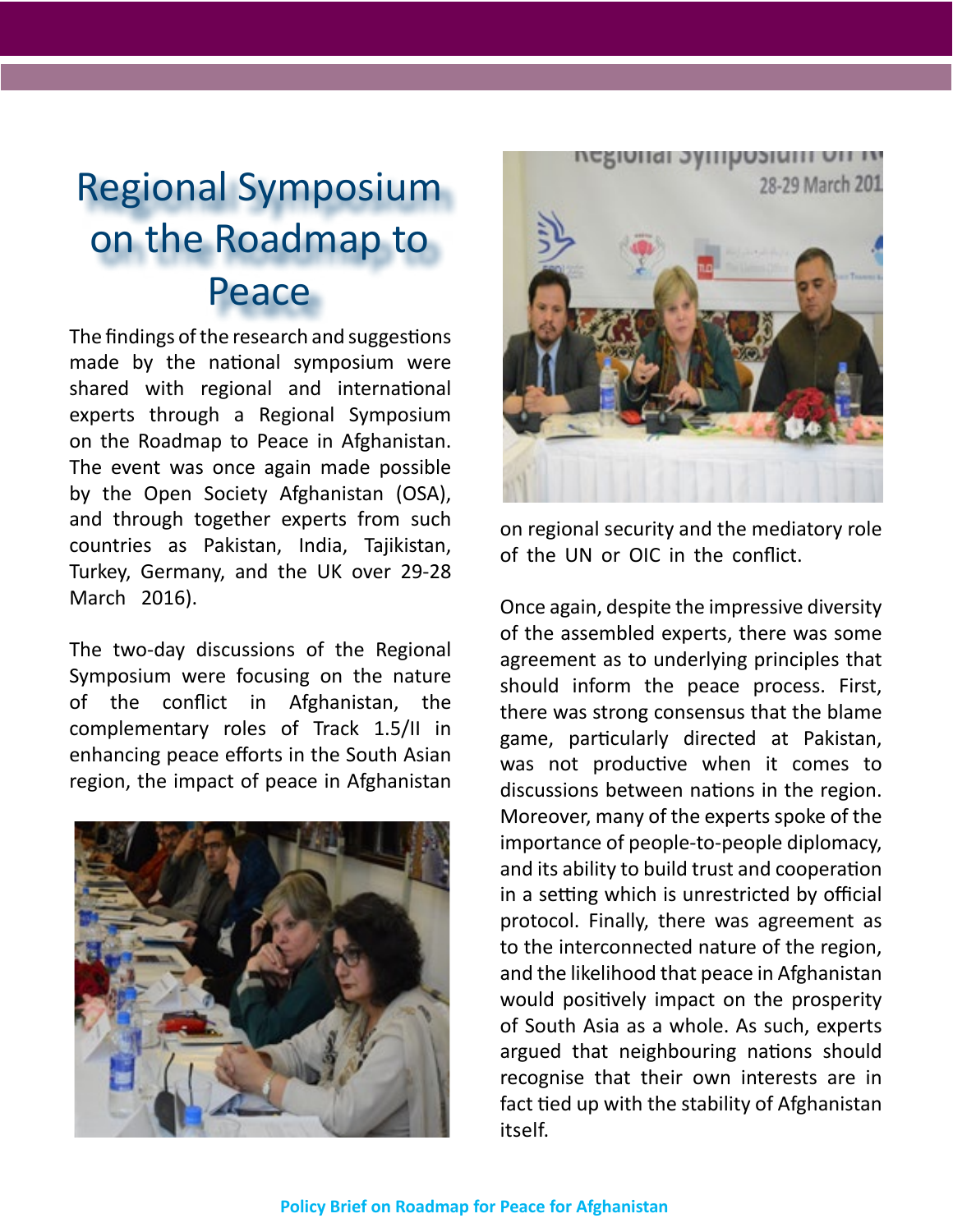# Regional Symposium on the Roadmap to Peace

The findings of the research and suggestions made by the national symposium were shared with regional and international experts through a Regional Symposium on the Roadmap to Peace in Afghanistan. The event was once again made possible by the Open Society Afghanistan (OSA), and through together experts from such countries as Pakistan, India, Tajikistan, Turkey, Germany, and the UK over 29-28 March 2016).

The two-day discussions of the Regional Symposium were focusing on the nature of the conflict in Afghanistan, the complementary roles of Track 1.5/II in enhancing peace efforts in the South Asian region, the impact of peace in Afghanistan on regional security and the mediatory role of the UN or OIC in the conflict.

Once again, despite the impressive diversity of the assembled experts, there was some agreement as to underlying principles that should inform the peace process. First, there was strong consensus that the blame game, particularly directed at Pakistan, was not productive when it comes to discussions between nations in the region. Moreover, many of the experts spoke of the importance of people-to-people diplomacy, and its ability to build trust and cooperation in a setting which is unrestricted by official protocol. Finally, there was agreement as to the interconnected nature of the region, and the likelihood that peace in Afghanistan would positively impact on the prosperity of South Asia as a whole. As such, experts argued that neighbouring nations should recognise that their own interests are in fact tied up with the stability of Afghanistan itself.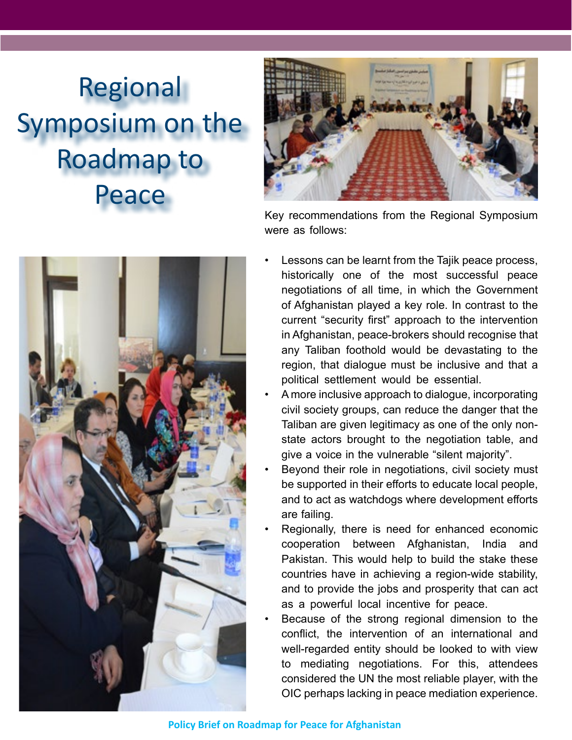# Regional Symposium on the Roadmap to Peace

Key recommendations from the Regional Symposium were as follows:

- Lessons can be learnt from the Tajik peace process, historically one of the most successful peace negotiations of all time, in which the Government of Afghanistan played a key role. In contrast to the current "security first" approach to the intervention in Afghanistan, peace-brokers should recognise that any Taliban foothold would be devastating to the region, that dialogue must be inclusive and that a political settlement would be essential.
- A more inclusive approach to dialogue, incorporating civil society groups, can reduce the danger that the Taliban are given legitimacy as one of the only non-state actors brought to the negotiation table, and give a voice in the vulnerable "silent majority".
- Beyond their role in negotiations, civil society must be supported in their efforts to educate local people, and to act as watchdogs where development efforts are failing.
- Regionally, there is need for enhanced economic cooperation between Afghanistan, India and Pakistan. This would help to build the stake these countries have in achieving a region-wide stability, and to provide the jobs and prosperity that can act as a powerful local incentive for peace.
- Because of the strong regional dimension to the conflict, the intervention of an international and well-regarded entity should be looked to with view to mediating negotiations. For this, attendees considered the UN the most reliable player, with the OIC perhaps lacking in peace mediation experience.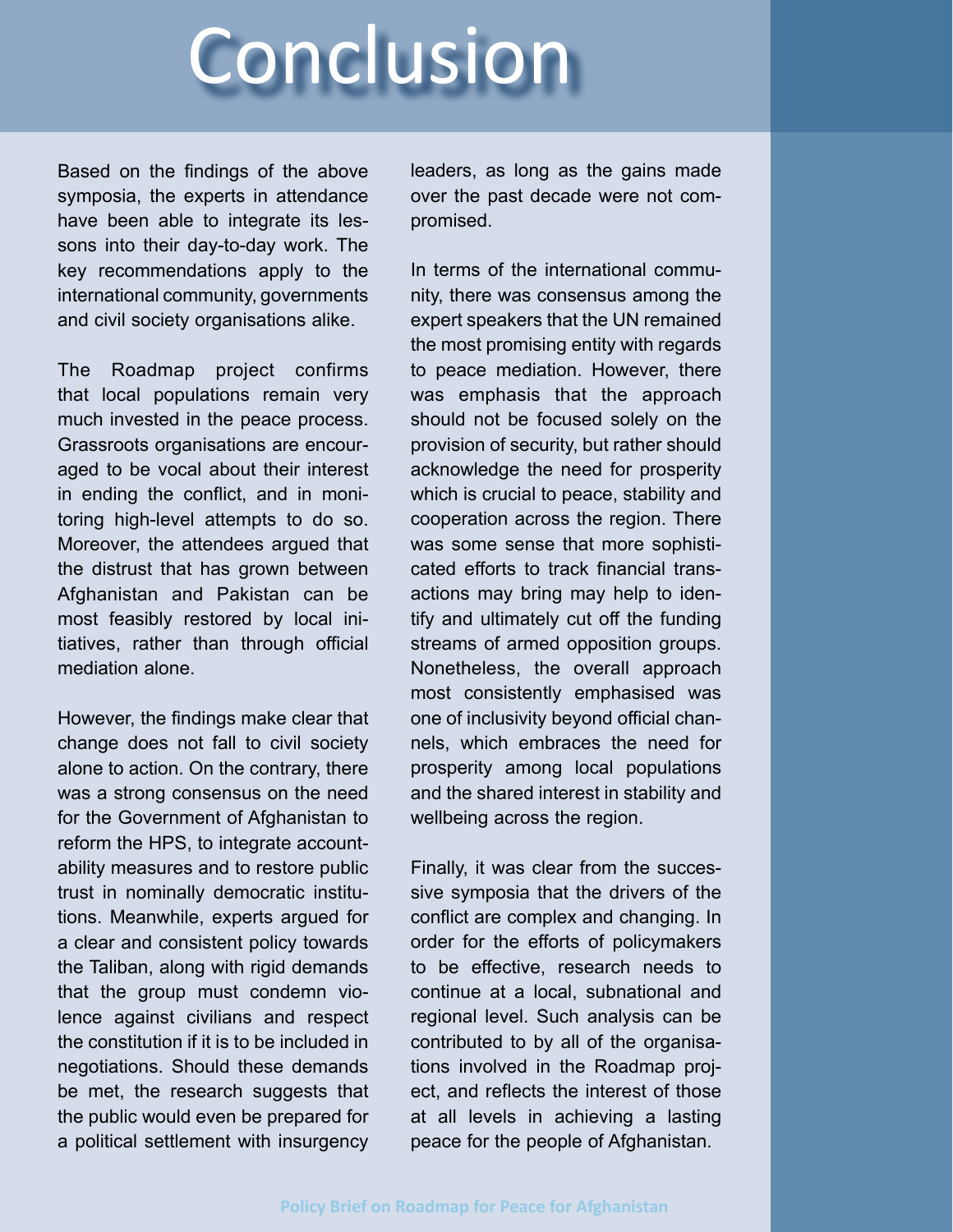# Conclusion

Based on the findings of the above symposia, the experts in attendance have been able to integrate its lessons into their day-to-day work. The key recommendations apply to the international community, governments and civil society organisations alike.

The Roadmap project confirms that local populations remain very much invested in the peace process. Grassroots organisations are encouraged to be vocal about their interest in ending the conflict, and in monitoring high-level attempts to do so. Moreover, the attendees argued that the distrust that has grown between Afghanistan and Pakistan can be most feasibly restored by local initiatives, rather than through official mediation alone.

However, the findings make clear that change does not fall to civil society alone to action. On the contrary, there was a strong consensus on the need for the Government of Afghanistan to reform the HPS, to integrate accountability measures and to restore public trust in nominally democratic institutions. Meanwhile, experts argued for a clear and consistent policy towards the Taliban, along with rigid demands that the group must condemn violence against civilians and respect the constitution if it is to be included in negotiations. Should these demands be met, the research suggests that the public would even be prepared for a political settlement with insurgency leaders, as long as the gains made over the past decade were not compromised.

In terms of the international community, there was consensus among the expert speakers that the UN remained the most promising entity with regards to peace mediation. However, there was emphasis that the approach should not be focused solely on the provision of security, but rather should acknowledge the need for prosperity which is crucial to peace, stability and cooperation across the region. There was some sense that more sophisticated efforts to track financial transactions may bring may help to identify and ultimately cut off the funding streams of armed opposition groups. Nonetheless, the overall approach most consistently emphasised was one of inclusivity beyond official channels, which embraces the need for prosperity among local populations and the shared interest in stability and wellbeing across the region.

Finally, it was clear from the successive symposia that the drivers of the conflict are complex and changing. In order for the efforts of policymakers to be effective, research needs to continue at a local, subnational and regional level. Such analysis can be contributed to by all of the organisations involved in the Roadmap project, and reflects the interest of those at all levels in achieving a lasting peace for the people of Afghanistan.